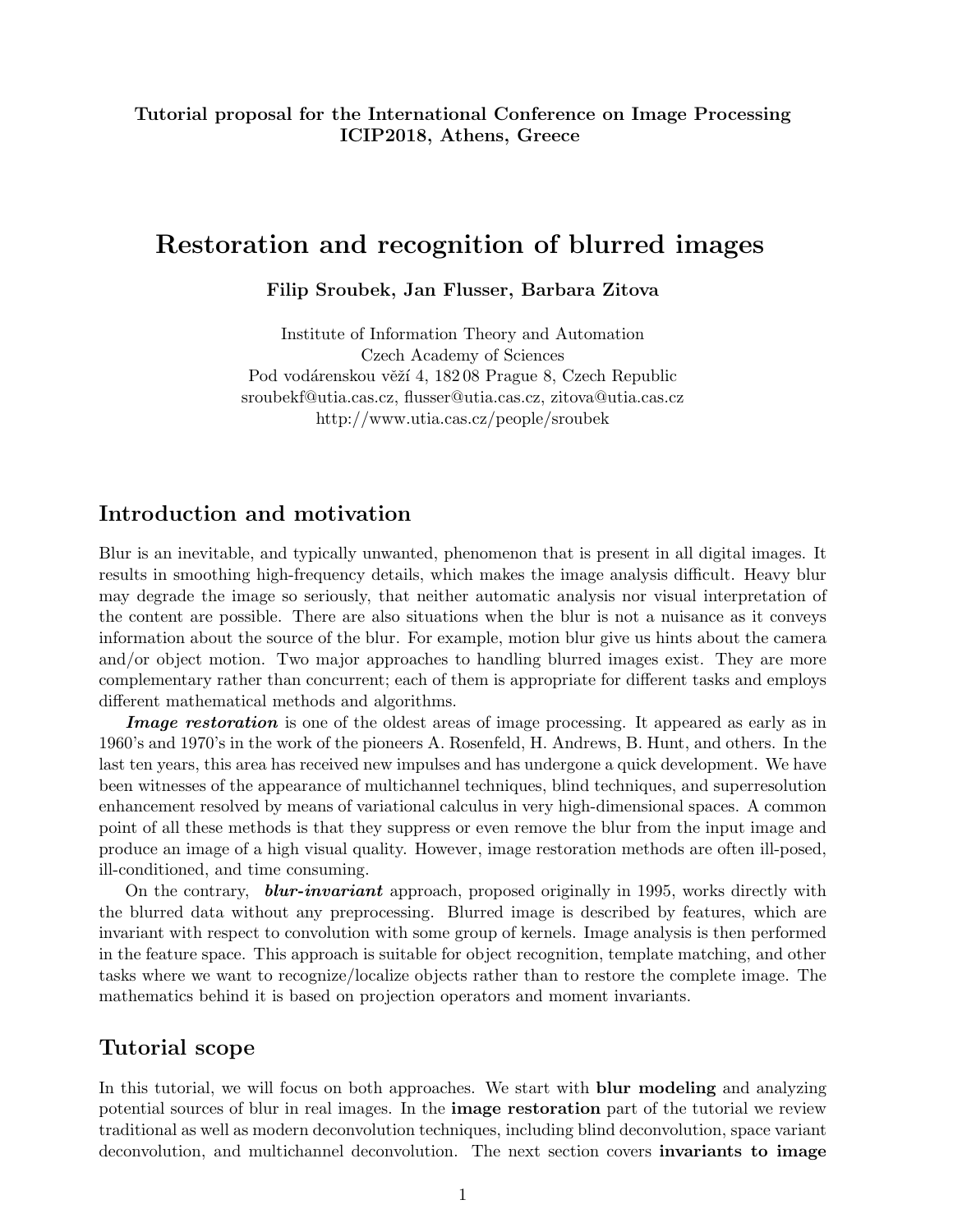**Tutorial proposal for the International Conference on Image Processing**
**ICIP2018, Athens, Greece**

# Restoration and recognition of blurred images

**Filip Sroubek, Jan Flusser, Barbara Zitova**

Institute of Information Theory and Automation
Czech Academy of Sciences
Pod vodárenskou věží 4, 182 08 Prague 8, Czech Republic
sroubekf@utia.cas.cz, flusser@utia.cas.cz, zitova@utia.cas.cz
http://www.utia.cas.cz/people/sroubek

## Introduction and motivation

Blur is an inevitable, and typically unwanted, phenomenon that is present in all digital images. It results in smoothing high-frequency details, which makes the image analysis difficult. Heavy blur may degrade the image so seriously, that neither automatic analysis nor visual interpretation of the content are possible. There are also situations when the blur is not a nuisance as it conveys information about the source of the blur. For example, motion blur give us hints about the camera and/or object motion. Two major approaches to handling blurred images exist. They are more complementary rather than concurrent; each of them is appropriate for different tasks and employs different mathematical methods and algorithms.

***Image restoration*** is one of the oldest areas of image processing. It appeared as early as in 1960's and 1970's in the work of the pioneers A. Rosenfeld, H. Andrews, B. Hunt, and others. In the last ten years, this area has received new impulses and has undergone a quick development. We have been witnesses of the appearance of multichannel techniques, blind techniques, and superresolution enhancement resolved by means of variational calculus in very high-dimensional spaces. A common point of all these methods is that they suppress or even remove the blur from the input image and produce an image of a high visual quality. However, image restoration methods are often ill-posed, ill-conditioned, and time consuming.

On the contrary, ***blur-invariant*** approach, proposed originally in 1995, works directly with the blurred data without any preprocessing. Blurred image is described by features, which are invariant with respect to convolution with some group of kernels. Image analysis is then performed in the feature space. This approach is suitable for object recognition, template matching, and other tasks where we want to recognize/localize objects rather than to restore the complete image. The mathematics behind it is based on projection operators and moment invariants.

## Tutorial scope

In this tutorial, we will focus on both approaches. We start with **blur modeling** and analyzing potential sources of blur in real images. In the **image restoration** part of the tutorial we review traditional as well as modern deconvolution techniques, including blind deconvolution, space variant deconvolution, and multichannel deconvolution. The next section covers **invariants to image**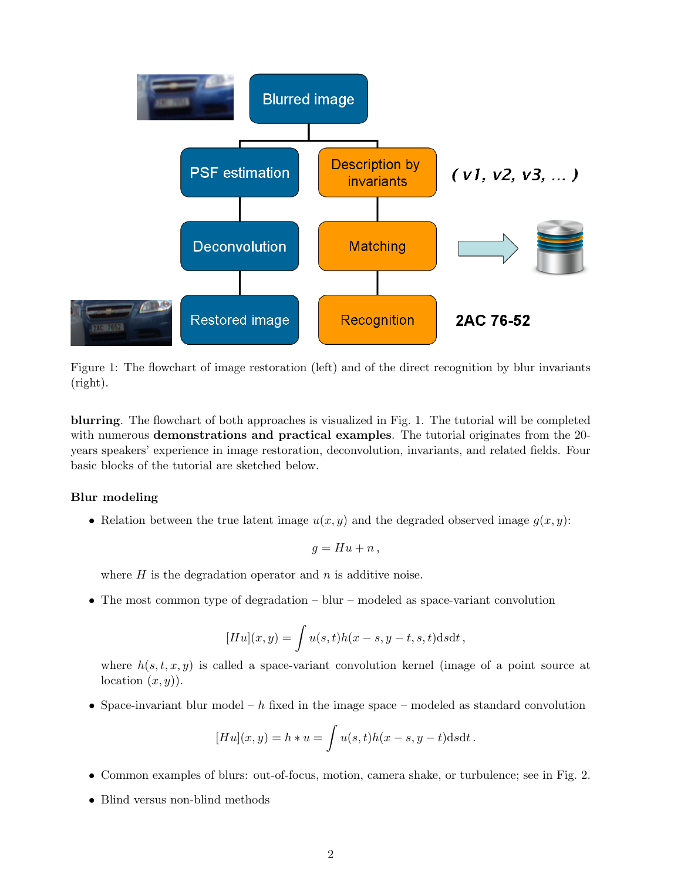Figure 1: The flowchart of image restoration (left) and of the direct recognition by blur invariants (right).

**blurring**. The flowchart of both approaches is visualized in Fig. 1. The tutorial will be completed with numerous **demonstrations and practical examples**. The tutorial originates from the 20-years speakers' experience in image restoration, deconvolution, invariants, and related fields. Four basic blocks of the tutorial are sketched below.

**Blur modeling**

- Relation between the true latent image $u(x, y)$ and the degraded observed image $g(x, y)$:

$$g = Hu + n\,,$$

  where $H$ is the degradation operator and $n$ is additive noise.

- The most common type of degradation – blur – modeled as space-variant convolution

$$[Hu](x, y) = \int u(s, t)h(x - s, y - t, s, t)\mathrm{d}s\mathrm{d}t\,,$$

  where $h(s, t, x, y)$ is called a space-variant convolution kernel (image of a point source at location $(x, y)$).

- Space-invariant blur model – $h$ fixed in the image space – modeled as standard convolution

$$[Hu](x, y) = h * u = \int u(s, t)h(x - s, y - t)\mathrm{d}s\mathrm{d}t\,.$$

- Common examples of blurs: out-of-focus, motion, camera shake, or turbulence; see in Fig. 2.

- Blind versus non-blind methods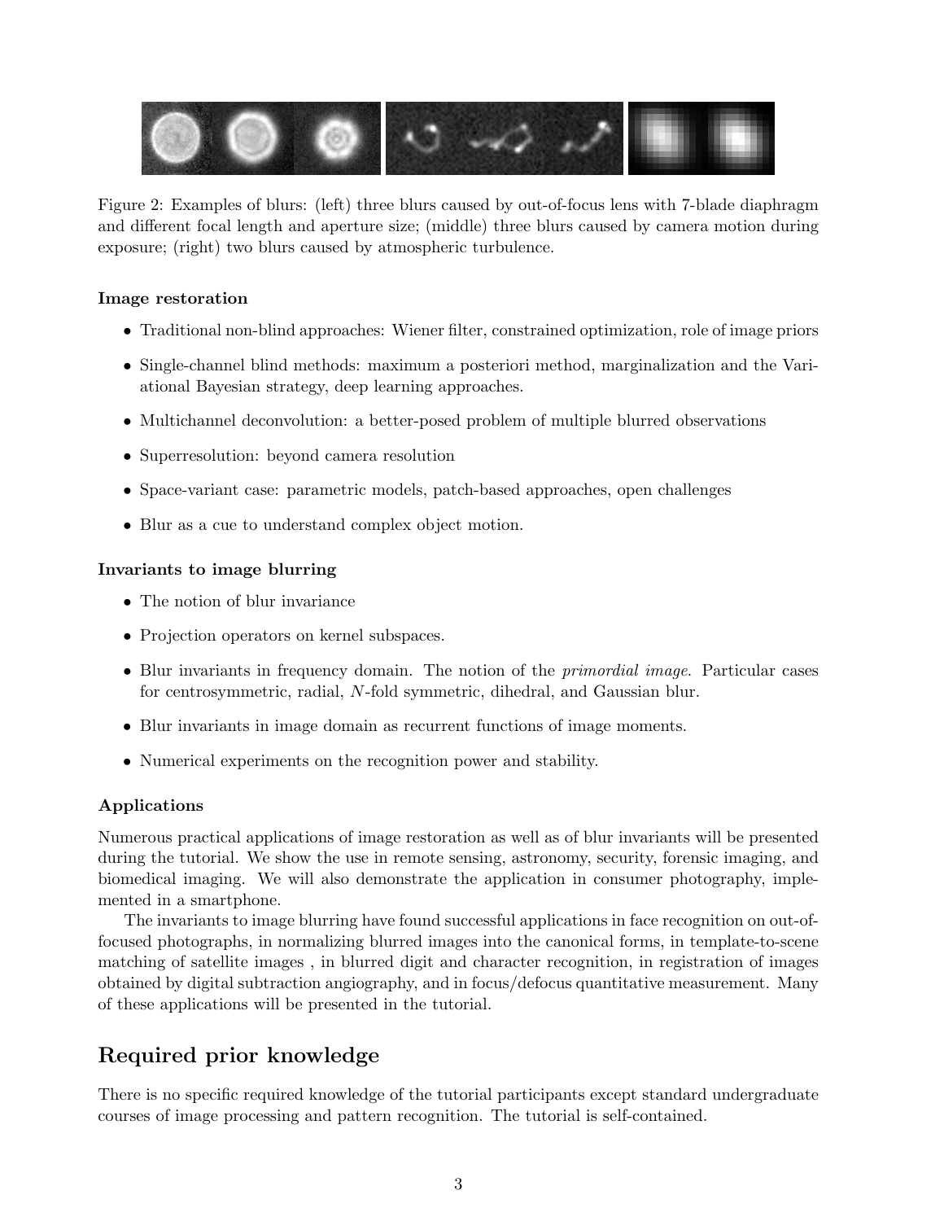Figure 2: Examples of blurs: (left) three blurs caused by out-of-focus lens with 7-blade diaphragm and different focal length and aperture size; (middle) three blurs caused by camera motion during exposure; (right) two blurs caused by atmospheric turbulence.

**Image restoration**

- Traditional non-blind approaches: Wiener filter, constrained optimization, role of image priors
- Single-channel blind methods: maximum a posteriori method, marginalization and the Variational Bayesian strategy, deep learning approaches.
- Multichannel deconvolution: a better-posed problem of multiple blurred observations
- Superresolution: beyond camera resolution
- Space-variant case: parametric models, patch-based approaches, open challenges
- Blur as a cue to understand complex object motion.

**Invariants to image blurring**

- The notion of blur invariance
- Projection operators on kernel subspaces.
- Blur invariants in frequency domain. The notion of the *primordial image*. Particular cases for centrosymmetric, radial, $N$-fold symmetric, dihedral, and Gaussian blur.
- Blur invariants in image domain as recurrent functions of image moments.
- Numerical experiments on the recognition power and stability.

**Applications**

Numerous practical applications of image restoration as well as of blur invariants will be presented during the tutorial. We show the use in remote sensing, astronomy, security, forensic imaging, and biomedical imaging. We will also demonstrate the application in consumer photography, implemented in a smartphone.

The invariants to image blurring have found successful applications in face recognition on out-of-focused photographs, in normalizing blurred images into the canonical forms, in template-to-scene matching of satellite images , in blurred digit and character recognition, in registration of images obtained by digital subtraction angiography, and in focus/defocus quantitative measurement. Many of these applications will be presented in the tutorial.

## Required prior knowledge

There is no specific required knowledge of the tutorial participants except standard undergraduate courses of image processing and pattern recognition. The tutorial is self-contained.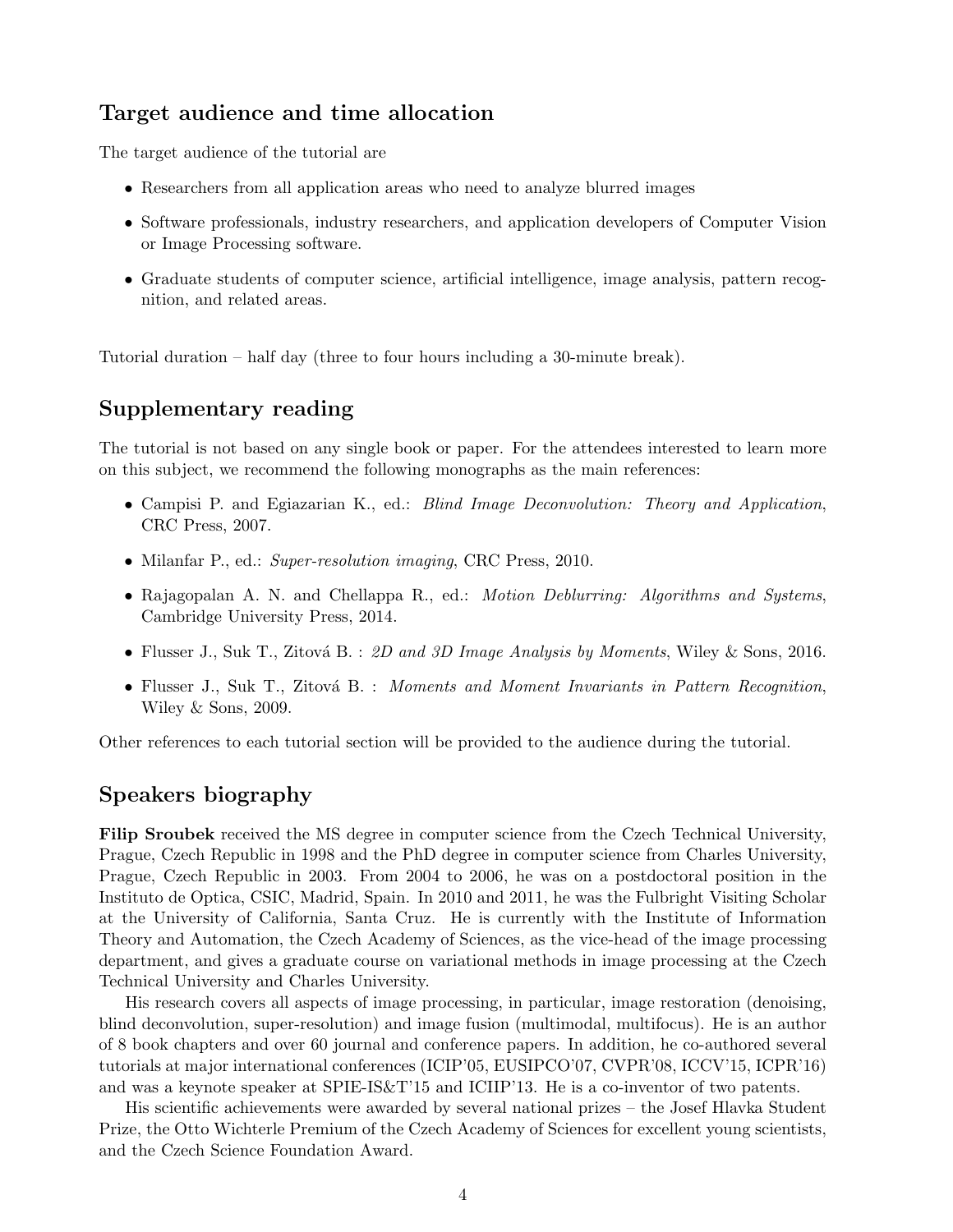## Target audience and time allocation

The target audience of the tutorial are

- Researchers from all application areas who need to analyze blurred images
- Software professionals, industry researchers, and application developers of Computer Vision or Image Processing software.
- Graduate students of computer science, artificial intelligence, image analysis, pattern recognition, and related areas.

Tutorial duration – half day (three to four hours including a 30-minute break).

## Supplementary reading

The tutorial is not based on any single book or paper. For the attendees interested to learn more on this subject, we recommend the following monographs as the main references:

- Campisi P. and Egiazarian K., ed.: *Blind Image Deconvolution: Theory and Application*, CRC Press, 2007.
- Milanfar P., ed.: *Super-resolution imaging*, CRC Press, 2010.
- Rajagopalan A. N. and Chellappa R., ed.: *Motion Deblurring: Algorithms and Systems*, Cambridge University Press, 2014.
- Flusser J., Suk T., Zitová B. : *2D and 3D Image Analysis by Moments*, Wiley & Sons, 2016.
- Flusser J., Suk T., Zitová B. : *Moments and Moment Invariants in Pattern Recognition*, Wiley & Sons, 2009.

Other references to each tutorial section will be provided to the audience during the tutorial.

## Speakers biography

**Filip Sroubek** received the MS degree in computer science from the Czech Technical University, Prague, Czech Republic in 1998 and the PhD degree in computer science from Charles University, Prague, Czech Republic in 2003. From 2004 to 2006, he was on a postdoctoral position in the Instituto de Optica, CSIC, Madrid, Spain. In 2010 and 2011, he was the Fulbright Visiting Scholar at the University of California, Santa Cruz. He is currently with the Institute of Information Theory and Automation, the Czech Academy of Sciences, as the vice-head of the image processing department, and gives a graduate course on variational methods in image processing at the Czech Technical University and Charles University.

His research covers all aspects of image processing, in particular, image restoration (denoising, blind deconvolution, super-resolution) and image fusion (multimodal, multifocus). He is an author of 8 book chapters and over 60 journal and conference papers. In addition, he co-authored several tutorials at major international conferences (ICIP'05, EUSIPCO'07, CVPR'08, ICCV'15, ICPR'16) and was a keynote speaker at SPIE-IS&T'15 and ICIIP'13. He is a co-inventor of two patents.

His scientific achievements were awarded by several national prizes – the Josef Hlavka Student Prize, the Otto Wichterle Premium of the Czech Academy of Sciences for excellent young scientists, and the Czech Science Foundation Award.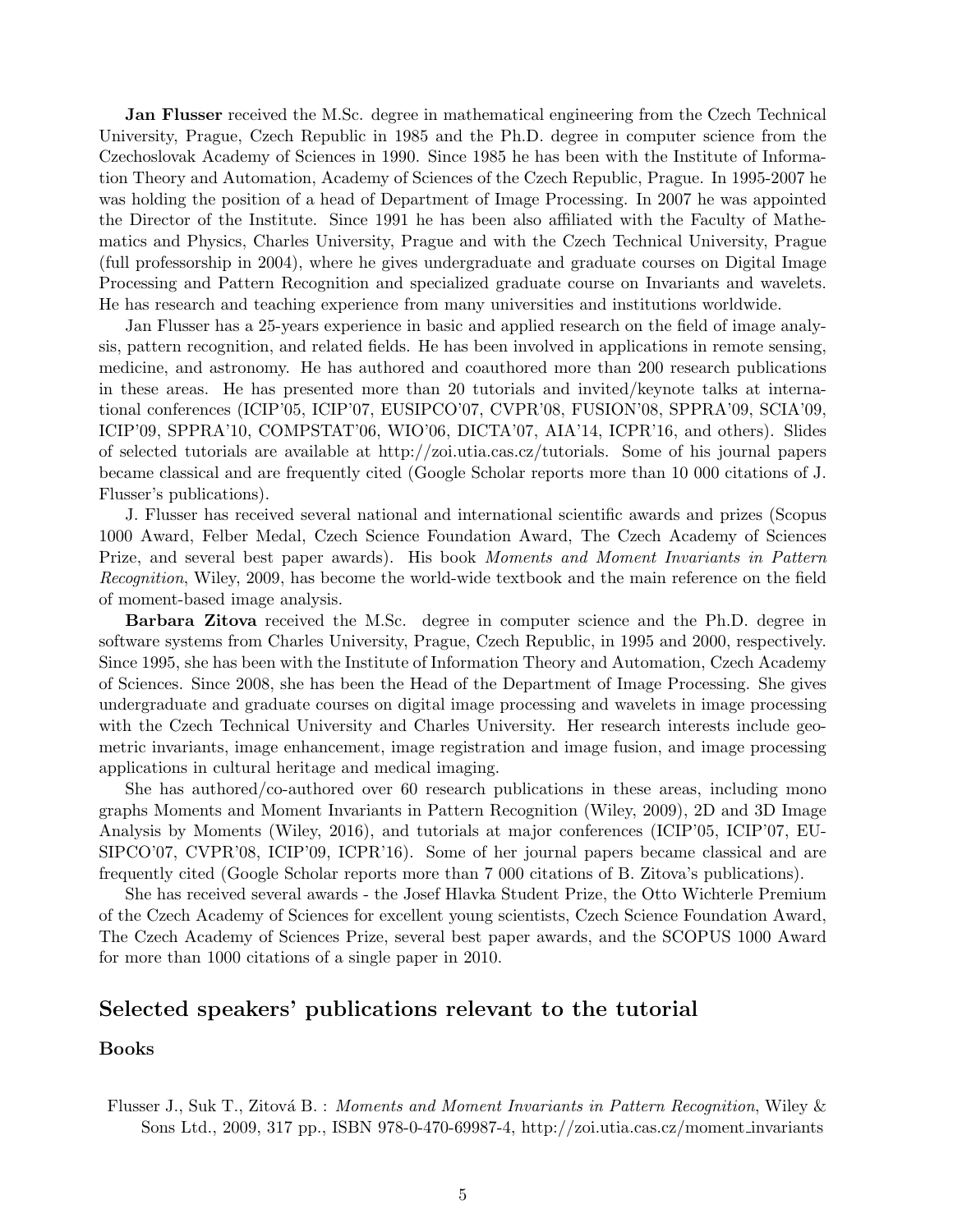**Jan Flusser** received the M.Sc. degree in mathematical engineering from the Czech Technical University, Prague, Czech Republic in 1985 and the Ph.D. degree in computer science from the Czechoslovak Academy of Sciences in 1990. Since 1985 he has been with the Institute of Information Theory and Automation, Academy of Sciences of the Czech Republic, Prague. In 1995-2007 he was holding the position of a head of Department of Image Processing. In 2007 he was appointed the Director of the Institute. Since 1991 he has been also affiliated with the Faculty of Mathematics and Physics, Charles University, Prague and with the Czech Technical University, Prague (full professorship in 2004), where he gives undergraduate and graduate courses on Digital Image Processing and Pattern Recognition and specialized graduate course on Invariants and wavelets. He has research and teaching experience from many universities and institutions worldwide.

Jan Flusser has a 25-years experience in basic and applied research on the field of image analysis, pattern recognition, and related fields. He has been involved in applications in remote sensing, medicine, and astronomy. He has authored and coauthored more than 200 research publications in these areas. He has presented more than 20 tutorials and invited/keynote talks at international conferences (ICIP'05, ICIP'07, EUSIPCO'07, CVPR'08, FUSION'08, SPPRA'09, SCIA'09, ICIP'09, SPPRA'10, COMPSTAT'06, WIO'06, DICTA'07, AIA'14, ICPR'16, and others). Slides of selected tutorials are available at http://zoi.utia.cas.cz/tutorials. Some of his journal papers became classical and are frequently cited (Google Scholar reports more than 10 000 citations of J. Flusser's publications).

J. Flusser has received several national and international scientific awards and prizes (Scopus 1000 Award, Felber Medal, Czech Science Foundation Award, The Czech Academy of Sciences Prize, and several best paper awards). His book *Moments and Moment Invariants in Pattern Recognition*, Wiley, 2009, has become the world-wide textbook and the main reference on the field of moment-based image analysis.

**Barbara Zitova** received the M.Sc. degree in computer science and the Ph.D. degree in software systems from Charles University, Prague, Czech Republic, in 1995 and 2000, respectively. Since 1995, she has been with the Institute of Information Theory and Automation, Czech Academy of Sciences. Since 2008, she has been the Head of the Department of Image Processing. She gives undergraduate and graduate courses on digital image processing and wavelets in image processing with the Czech Technical University and Charles University. Her research interests include geometric invariants, image enhancement, image registration and image fusion, and image processing applications in cultural heritage and medical imaging.

She has authored/co-authored over 60 research publications in these areas, including mono graphs Moments and Moment Invariants in Pattern Recognition (Wiley, 2009), 2D and 3D Image Analysis by Moments (Wiley, 2016), and tutorials at major conferences (ICIP'05, ICIP'07, EUSIPCO'07, CVPR'08, ICIP'09, ICPR'16). Some of her journal papers became classical and are frequently cited (Google Scholar reports more than 7 000 citations of B. Zitova's publications).

She has received several awards - the Josef Hlavka Student Prize, the Otto Wichterle Premium of the Czech Academy of Sciences for excellent young scientists, Czech Science Foundation Award, The Czech Academy of Sciences Prize, several best paper awards, and the SCOPUS 1000 Award for more than 1000 citations of a single paper in 2010.

## Selected speakers' publications relevant to the tutorial

### Books

Flusser J., Suk T., Zitová B. : *Moments and Moment Invariants in Pattern Recognition*, Wiley & Sons Ltd., 2009, 317 pp., ISBN 978-0-470-69987-4, http://zoi.utia.cas.cz/moment_invariants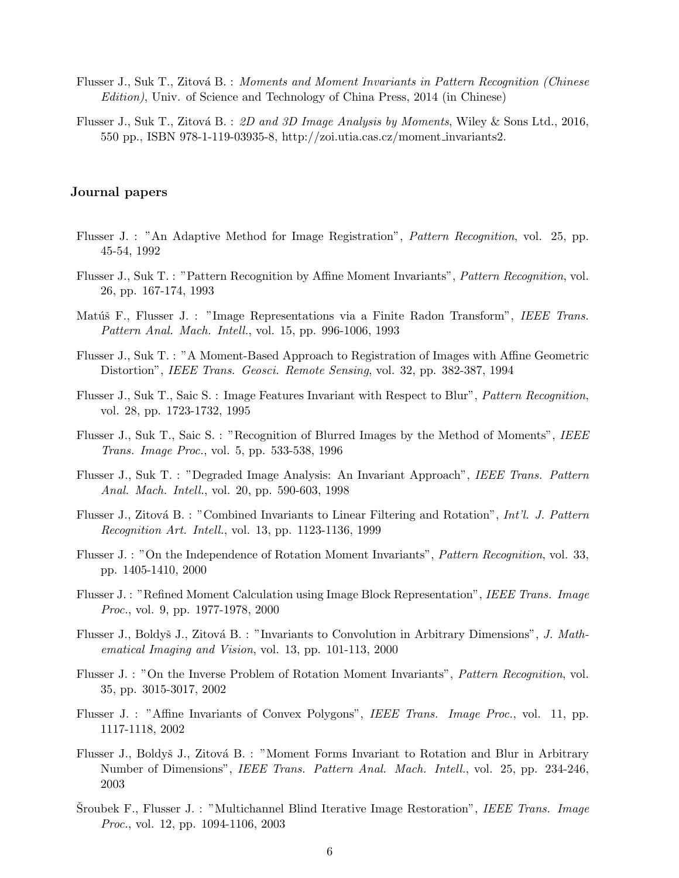Flusser J., Suk T., Zitová B. : *Moments and Moment Invariants in Pattern Recognition (Chinese Edition)*, Univ. of Science and Technology of China Press, 2014 (in Chinese)

Flusser J., Suk T., Zitová B. : *2D and 3D Image Analysis by Moments*, Wiley & Sons Ltd., 2016, 550 pp., ISBN 978-1-119-03935-8, http://zoi.utia.cas.cz/moment_invariants2.

### Journal papers

Flusser J. : "An Adaptive Method for Image Registration", *Pattern Recognition*, vol. 25, pp. 45-54, 1992

Flusser J., Suk T. : "Pattern Recognition by Affine Moment Invariants", *Pattern Recognition*, vol. 26, pp. 167-174, 1993

Matúš F., Flusser J. : "Image Representations via a Finite Radon Transform", *IEEE Trans. Pattern Anal. Mach. Intell.*, vol. 15, pp. 996-1006, 1993

Flusser J., Suk T. : "A Moment-Based Approach to Registration of Images with Affine Geometric Distortion", *IEEE Trans. Geosci. Remote Sensing*, vol. 32, pp. 382-387, 1994

Flusser J., Suk T., Saic S. : Image Features Invariant with Respect to Blur", *Pattern Recognition*, vol. 28, pp. 1723-1732, 1995

Flusser J., Suk T., Saic S. : "Recognition of Blurred Images by the Method of Moments", *IEEE Trans. Image Proc.*, vol. 5, pp. 533-538, 1996

Flusser J., Suk T. : "Degraded Image Analysis: An Invariant Approach", *IEEE Trans. Pattern Anal. Mach. Intell.*, vol. 20, pp. 590-603, 1998

Flusser J., Zitová B. : "Combined Invariants to Linear Filtering and Rotation", *Int'l. J. Pattern Recognition Art. Intell.*, vol. 13, pp. 1123-1136, 1999

Flusser J. : "On the Independence of Rotation Moment Invariants", *Pattern Recognition*, vol. 33, pp. 1405-1410, 2000

Flusser J. : "Refined Moment Calculation using Image Block Representation", *IEEE Trans. Image Proc.*, vol. 9, pp. 1977-1978, 2000

Flusser J., Boldyš J., Zitová B. : "Invariants to Convolution in Arbitrary Dimensions", *J. Mathematical Imaging and Vision*, vol. 13, pp. 101-113, 2000

Flusser J. : "On the Inverse Problem of Rotation Moment Invariants", *Pattern Recognition*, vol. 35, pp. 3015-3017, 2002

Flusser J. : "Affine Invariants of Convex Polygons", *IEEE Trans. Image Proc.*, vol. 11, pp. 1117-1118, 2002

Flusser J., Boldyš J., Zitová B. : "Moment Forms Invariant to Rotation and Blur in Arbitrary Number of Dimensions", *IEEE Trans. Pattern Anal. Mach. Intell.*, vol. 25, pp. 234-246, 2003

Šroubek F., Flusser J. : "Multichannel Blind Iterative Image Restoration", *IEEE Trans. Image Proc.*, vol. 12, pp. 1094-1106, 2003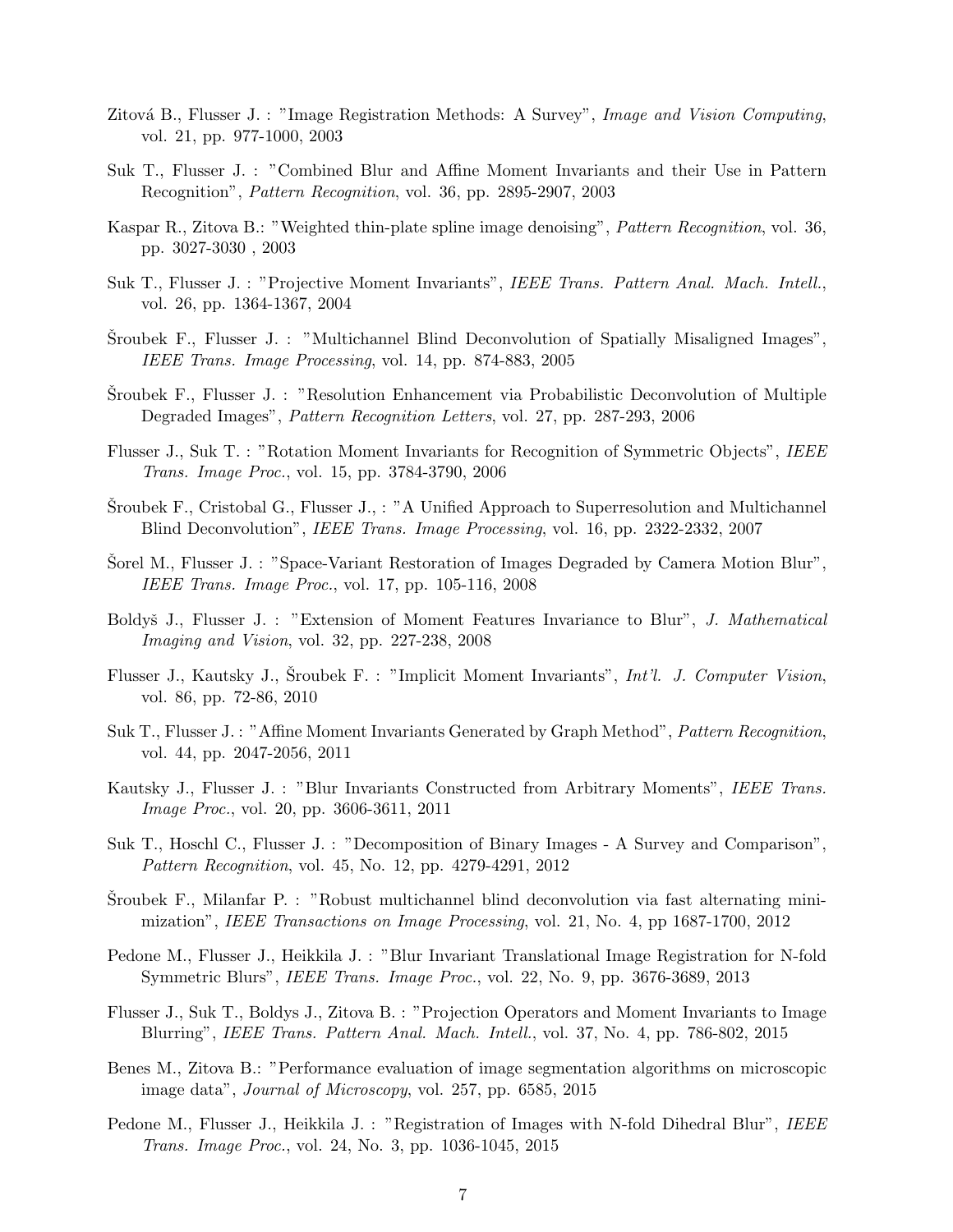Zitová B., Flusser J. : "Image Registration Methods: A Survey", *Image and Vision Computing*, vol. 21, pp. 977-1000, 2003

Suk T., Flusser J. : "Combined Blur and Affine Moment Invariants and their Use in Pattern Recognition", *Pattern Recognition*, vol. 36, pp. 2895-2907, 2003

Kaspar R., Zitova B.: "Weighted thin-plate spline image denoising", *Pattern Recognition*, vol. 36, pp. 3027-3030 , 2003

Suk T., Flusser J. : "Projective Moment Invariants", *IEEE Trans. Pattern Anal. Mach. Intell.*, vol. 26, pp. 1364-1367, 2004

Šroubek F., Flusser J. : "Multichannel Blind Deconvolution of Spatially Misaligned Images", *IEEE Trans. Image Processing*, vol. 14, pp. 874-883, 2005

Šroubek F., Flusser J. : "Resolution Enhancement via Probabilistic Deconvolution of Multiple Degraded Images", *Pattern Recognition Letters*, vol. 27, pp. 287-293, 2006

Flusser J., Suk T. : "Rotation Moment Invariants for Recognition of Symmetric Objects", *IEEE Trans. Image Proc.*, vol. 15, pp. 3784-3790, 2006

Šroubek F., Cristobal G., Flusser J., : "A Unified Approach to Superresolution and Multichannel Blind Deconvolution", *IEEE Trans. Image Processing*, vol. 16, pp. 2322-2332, 2007

Šorel M., Flusser J. : "Space-Variant Restoration of Images Degraded by Camera Motion Blur", *IEEE Trans. Image Proc.*, vol. 17, pp. 105-116, 2008

Boldyš J., Flusser J. : "Extension of Moment Features Invariance to Blur", *J. Mathematical Imaging and Vision*, vol. 32, pp. 227-238, 2008

Flusser J., Kautsky J., Šroubek F. : "Implicit Moment Invariants", *Int'l. J. Computer Vision*, vol. 86, pp. 72-86, 2010

Suk T., Flusser J. : "Affine Moment Invariants Generated by Graph Method", *Pattern Recognition*, vol. 44, pp. 2047-2056, 2011

Kautsky J., Flusser J. : "Blur Invariants Constructed from Arbitrary Moments", *IEEE Trans. Image Proc.*, vol. 20, pp. 3606-3611, 2011

Suk T., Hoschl C., Flusser J. : "Decomposition of Binary Images - A Survey and Comparison", *Pattern Recognition*, vol. 45, No. 12, pp. 4279-4291, 2012

Šroubek F., Milanfar P. : "Robust multichannel blind deconvolution via fast alternating minimization", *IEEE Transactions on Image Processing*, vol. 21, No. 4, pp 1687-1700, 2012

Pedone M., Flusser J., Heikkila J. : "Blur Invariant Translational Image Registration for N-fold Symmetric Blurs", *IEEE Trans. Image Proc.*, vol. 22, No. 9, pp. 3676-3689, 2013

Flusser J., Suk T., Boldys J., Zitova B. : "Projection Operators and Moment Invariants to Image Blurring", *IEEE Trans. Pattern Anal. Mach. Intell.*, vol. 37, No. 4, pp. 786-802, 2015

Benes M., Zitova B.: "Performance evaluation of image segmentation algorithms on microscopic image data", *Journal of Microscopy*, vol. 257, pp. 6585, 2015

Pedone M., Flusser J., Heikkila J. : "Registration of Images with N-fold Dihedral Blur", *IEEE Trans. Image Proc.*, vol. 24, No. 3, pp. 1036-1045, 2015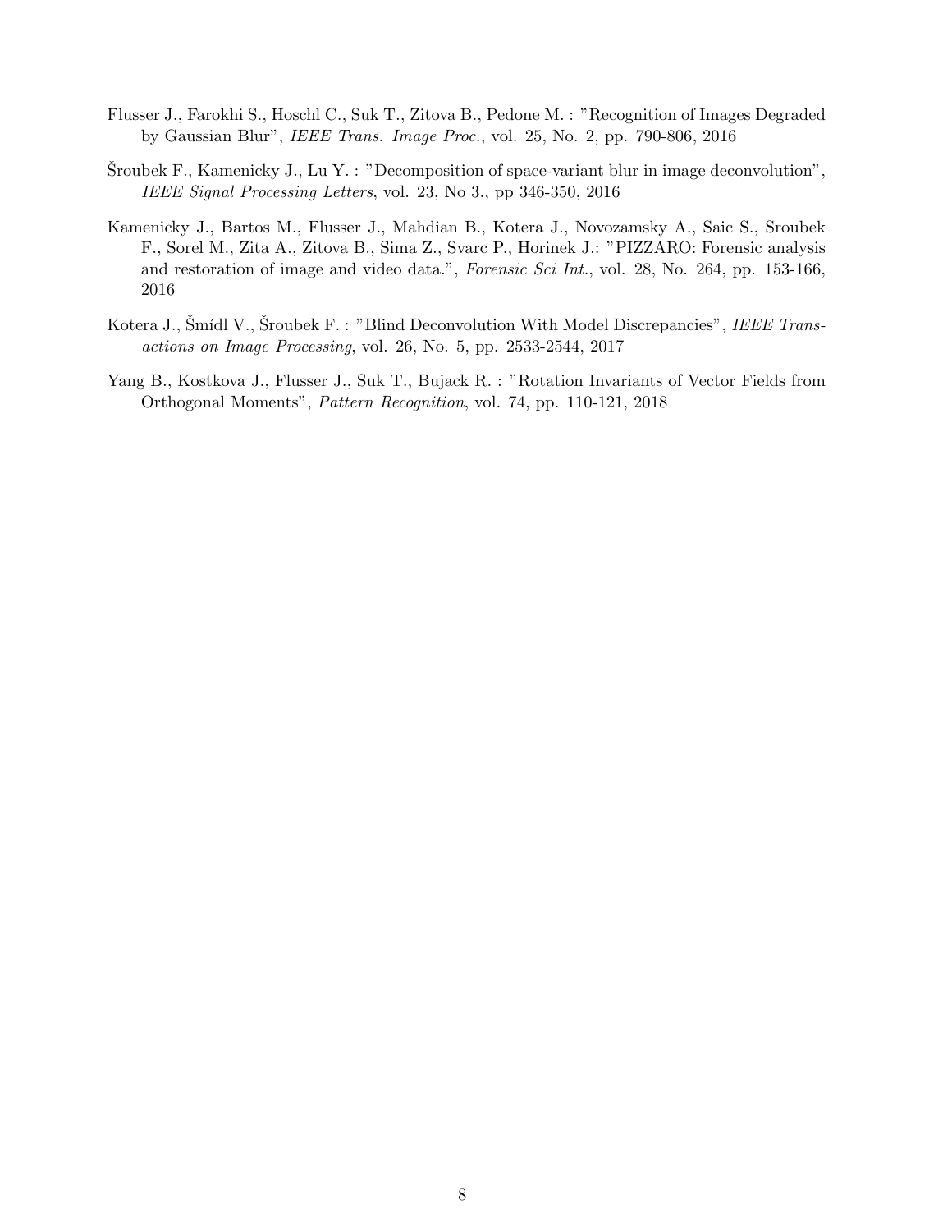Flusser J., Farokhi S., Hoschl C., Suk T., Zitova B., Pedone M. : "Recognition of Images Degraded by Gaussian Blur", *IEEE Trans. Image Proc.*, vol. 25, No. 2, pp. 790-806, 2016

Šroubek F., Kamenicky J., Lu Y. : "Decomposition of space-variant blur in image deconvolution", *IEEE Signal Processing Letters*, vol. 23, No 3., pp 346-350, 2016

Kamenicky J., Bartos M., Flusser J., Mahdian B., Kotera J., Novozamsky A., Saic S., Sroubek F., Sorel M., Zita A., Zitova B., Sima Z., Svarc P., Horinek J.: "PIZZARO: Forensic analysis and restoration of image and video data.", *Forensic Sci Int.*, vol. 28, No. 264, pp. 153-166, 2016

Kotera J., Šmídl V., Šroubek F. : "Blind Deconvolution With Model Discrepancies", *IEEE Transactions on Image Processing*, vol. 26, No. 5, pp. 2533-2544, 2017

Yang B., Kostkova J., Flusser J., Suk T., Bujack R. : "Rotation Invariants of Vector Fields from Orthogonal Moments", *Pattern Recognition*, vol. 74, pp. 110-121, 2018